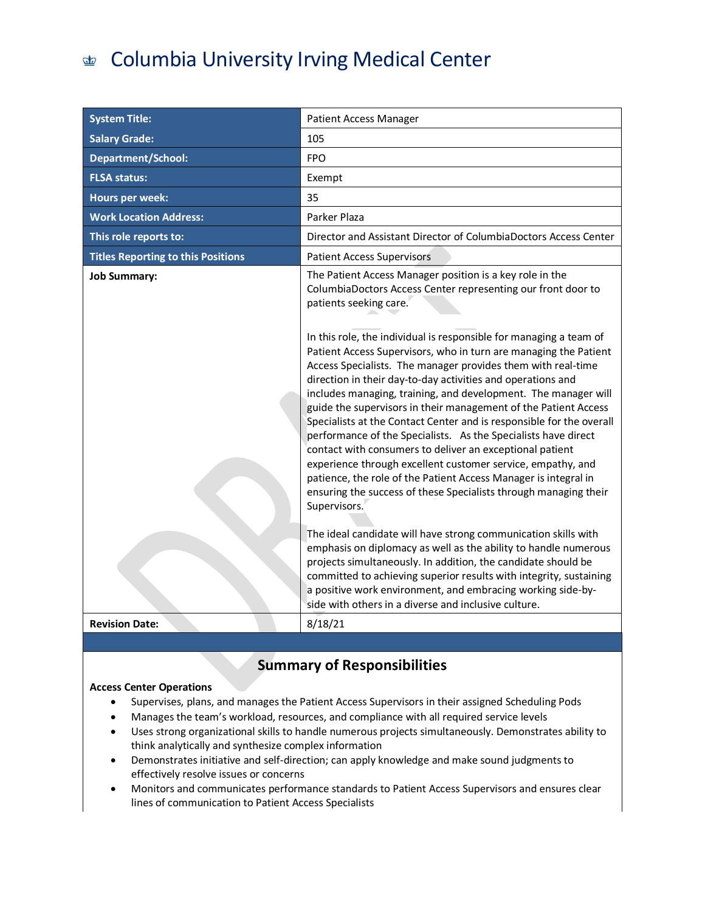# Columbia University Irving Medical Center

| | |
|---|---|
| **System Title:** | Patient Access Manager |
| **Salary Grade:** | 105 |
| **Department/School:** | FPO |
| **FLSA status:** | Exempt |
| **Hours per week:** | 35 |
| **Work Location Address:** | Parker Plaza |
| **This role reports to:** | Director and Assistant Director of ColumbiaDoctors Access Center |
| **Titles Reporting to this Positions** | Patient Access Supervisors |
| **Job Summary:** | The Patient Access Manager position is a key role in the ColumbiaDoctors Access Center representing our front door to patients seeking care.<br><br>In this role, the individual is responsible for managing a team of Patient Access Supervisors, who in turn are managing the Patient Access Specialists. The manager provides them with real-time direction in their day-to-day activities and operations and includes managing, training, and development. The manager will guide the supervisors in their management of the Patient Access Specialists at the Contact Center and is responsible for the overall performance of the Specialists. As the Specialists have direct contact with consumers to deliver an exceptional patient experience through excellent customer service, empathy, and patience, the role of the Patient Access Manager is integral in ensuring the success of these Specialists through managing their Supervisors.<br><br>The ideal candidate will have strong communication skills with emphasis on diplomacy as well as the ability to handle numerous projects simultaneously. In addition, the candidate should be committed to achieving superior results with integrity, sustaining a positive work environment, and embracing working side-by-side with others in a diverse and inclusive culture. |
| **Revision Date:** | 8/18/21 |

## Summary of Responsibilities

**Access Center Operations**

- Supervises, plans, and manages the Patient Access Supervisors in their assigned Scheduling Pods
- Manages the team's workload, resources, and compliance with all required service levels
- Uses strong organizational skills to handle numerous projects simultaneously. Demonstrates ability to think analytically and synthesize complex information
- Demonstrates initiative and self-direction; can apply knowledge and make sound judgments to effectively resolve issues or concerns
- Monitors and communicates performance standards to Patient Access Supervisors and ensures clear lines of communication to Patient Access Specialists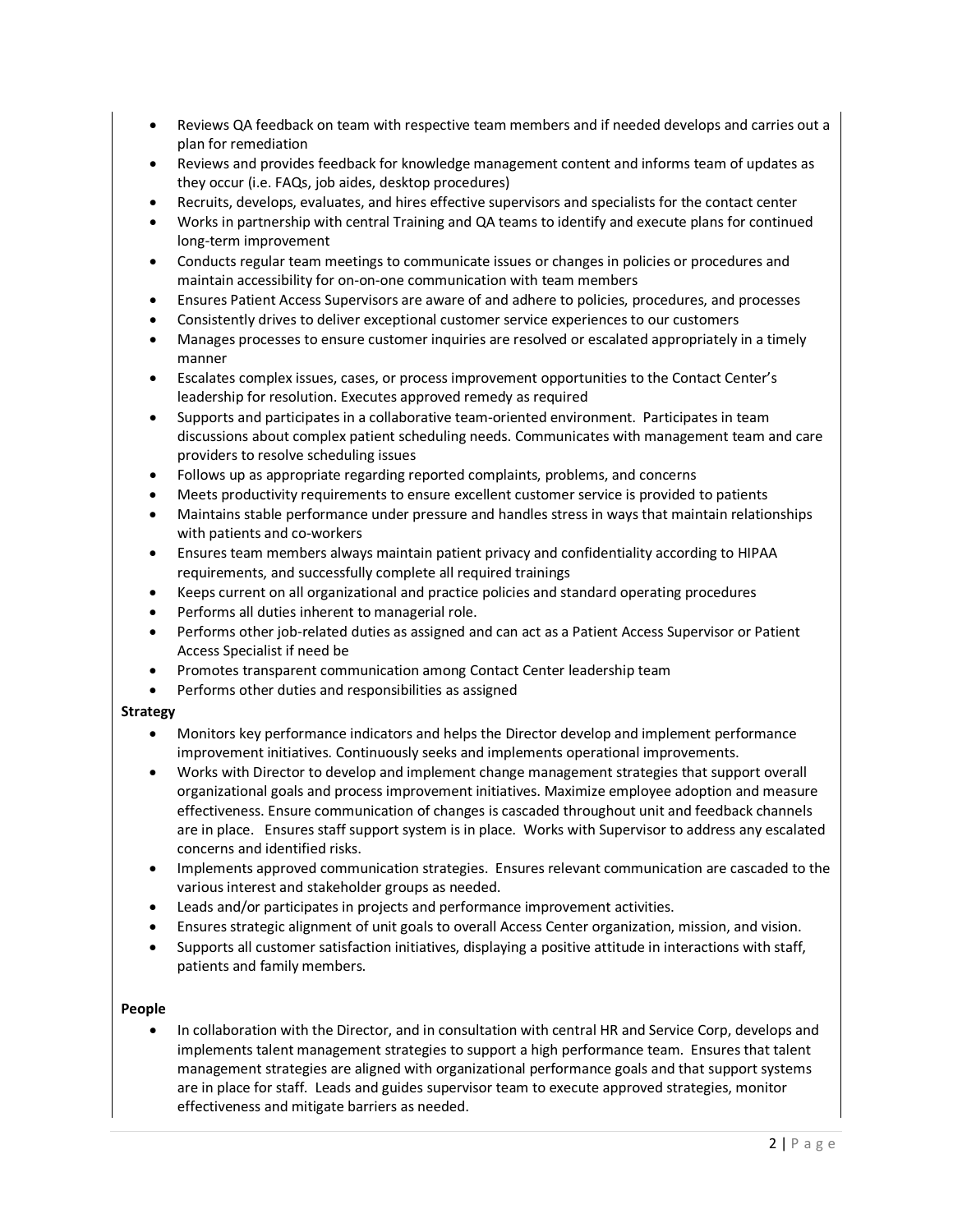- Reviews QA feedback on team with respective team members and if needed develops and carries out a plan for remediation
- Reviews and provides feedback for knowledge management content and informs team of updates as they occur (i.e. FAQs, job aides, desktop procedures)
- Recruits, develops, evaluates, and hires effective supervisors and specialists for the contact center
- Works in partnership with central Training and QA teams to identify and execute plans for continued long-term improvement
- Conducts regular team meetings to communicate issues or changes in policies or procedures and maintain accessibility for on-on-one communication with team members
- Ensures Patient Access Supervisors are aware of and adhere to policies, procedures, and processes
- Consistently drives to deliver exceptional customer service experiences to our customers
- Manages processes to ensure customer inquiries are resolved or escalated appropriately in a timely manner
- Escalates complex issues, cases, or process improvement opportunities to the Contact Center's leadership for resolution. Executes approved remedy as required
- Supports and participates in a collaborative team-oriented environment. Participates in team discussions about complex patient scheduling needs. Communicates with management team and care providers to resolve scheduling issues
- Follows up as appropriate regarding reported complaints, problems, and concerns
- Meets productivity requirements to ensure excellent customer service is provided to patients
- Maintains stable performance under pressure and handles stress in ways that maintain relationships with patients and co-workers
- Ensures team members always maintain patient privacy and confidentiality according to HIPAA requirements, and successfully complete all required trainings
- Keeps current on all organizational and practice policies and standard operating procedures
- Performs all duties inherent to managerial role.
- Performs other job-related duties as assigned and can act as a Patient Access Supervisor or Patient Access Specialist if need be
- Promotes transparent communication among Contact Center leadership team
- Performs other duties and responsibilities as assigned

**Strategy**

- Monitors key performance indicators and helps the Director develop and implement performance improvement initiatives. Continuously seeks and implements operational improvements.
- Works with Director to develop and implement change management strategies that support overall organizational goals and process improvement initiatives. Maximize employee adoption and measure effectiveness. Ensure communication of changes is cascaded throughout unit and feedback channels are in place. Ensures staff support system is in place. Works with Supervisor to address any escalated concerns and identified risks.
- Implements approved communication strategies. Ensures relevant communication are cascaded to the various interest and stakeholder groups as needed.
- Leads and/or participates in projects and performance improvement activities.
- Ensures strategic alignment of unit goals to overall Access Center organization, mission, and vision.
- Supports all customer satisfaction initiatives, displaying a positive attitude in interactions with staff, patients and family members.

**People**

- In collaboration with the Director, and in consultation with central HR and Service Corp, develops and implements talent management strategies to support a high performance team. Ensures that talent management strategies are aligned with organizational performance goals and that support systems are in place for staff. Leads and guides supervisor team to execute approved strategies, monitor effectiveness and mitigate barriers as needed.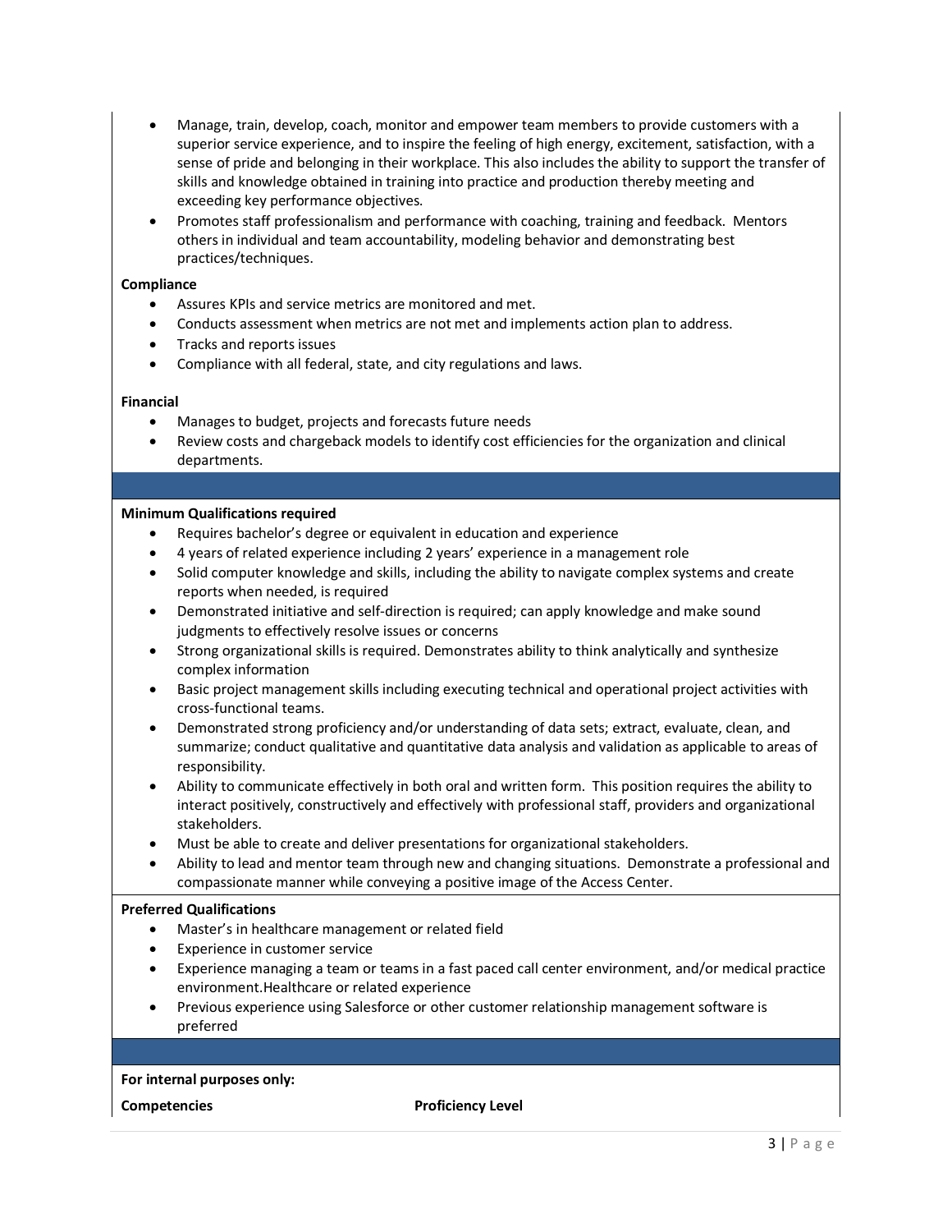- Manage, train, develop, coach, monitor and empower team members to provide customers with a superior service experience, and to inspire the feeling of high energy, excitement, satisfaction, with a sense of pride and belonging in their workplace. This also includes the ability to support the transfer of skills and knowledge obtained in training into practice and production thereby meeting and exceeding key performance objectives.
- Promotes staff professionalism and performance with coaching, training and feedback. Mentors others in individual and team accountability, modeling behavior and demonstrating best practices/techniques.

**Compliance**

- Assures KPIs and service metrics are monitored and met.
- Conducts assessment when metrics are not met and implements action plan to address.
- Tracks and reports issues
- Compliance with all federal, state, and city regulations and laws.

**Financial**

- Manages to budget, projects and forecasts future needs
- Review costs and chargeback models to identify cost efficiencies for the organization and clinical departments.

**Minimum Qualifications required**

- Requires bachelor's degree or equivalent in education and experience
- 4 years of related experience including 2 years' experience in a management role
- Solid computer knowledge and skills, including the ability to navigate complex systems and create reports when needed, is required
- Demonstrated initiative and self-direction is required; can apply knowledge and make sound judgments to effectively resolve issues or concerns
- Strong organizational skills is required. Demonstrates ability to think analytically and synthesize complex information
- Basic project management skills including executing technical and operational project activities with cross-functional teams.
- Demonstrated strong proficiency and/or understanding of data sets; extract, evaluate, clean, and summarize; conduct qualitative and quantitative data analysis and validation as applicable to areas of responsibility.
- Ability to communicate effectively in both oral and written form. This position requires the ability to interact positively, constructively and effectively with professional staff, providers and organizational stakeholders.
- Must be able to create and deliver presentations for organizational stakeholders.
- Ability to lead and mentor team through new and changing situations. Demonstrate a professional and compassionate manner while conveying a positive image of the Access Center.

**Preferred Qualifications**

- Master's in healthcare management or related field
- Experience in customer service
- Experience managing a team or teams in a fast paced call center environment, and/or medical practice environment.Healthcare or related experience
- Previous experience using Salesforce or other customer relationship management software is preferred

**For internal purposes only:**

| **Competencies** | **Proficiency Level** |
| --- | --- |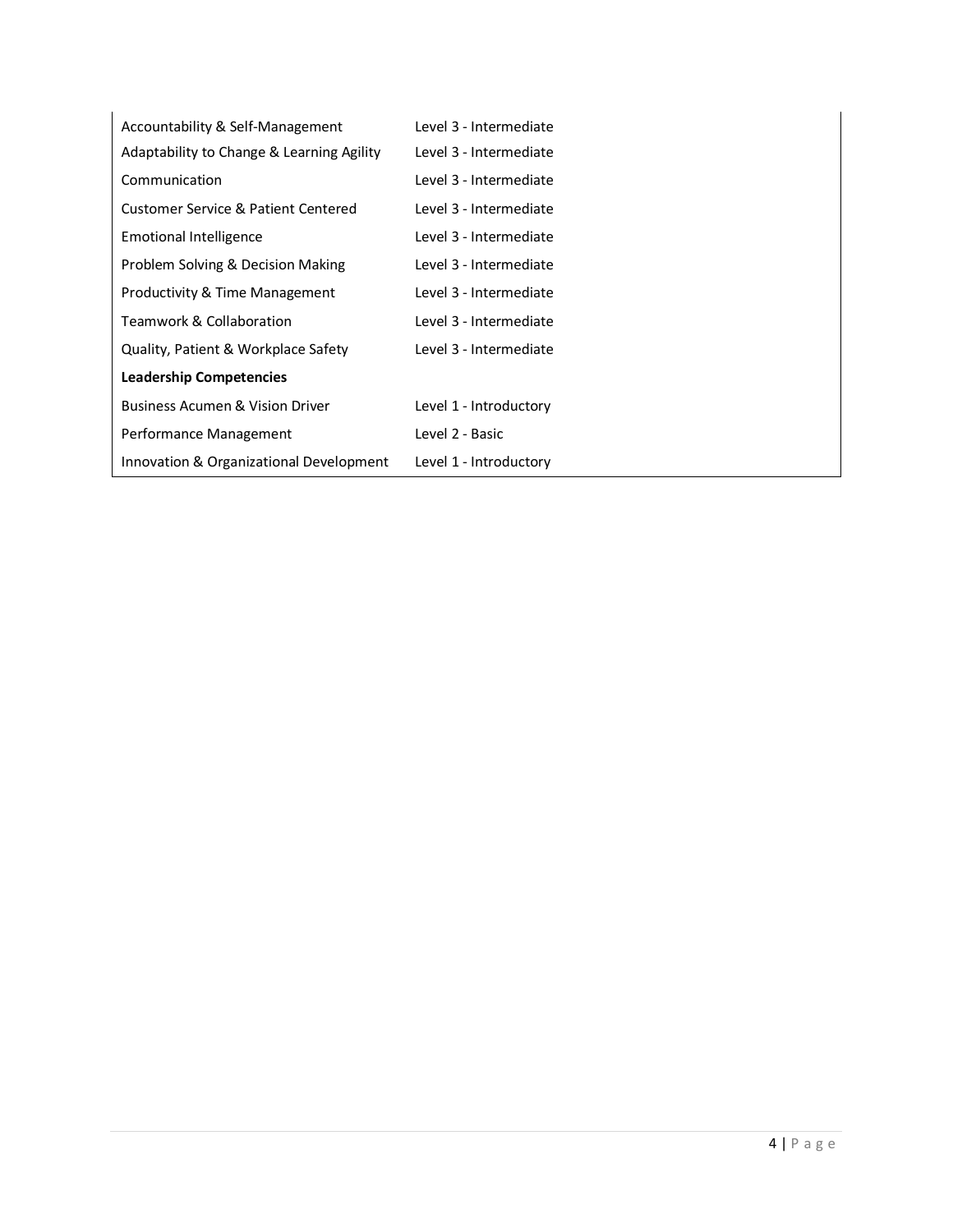| | |
|---|---|
| Accountability & Self-Management | Level 3 - Intermediate |
| Adaptability to Change & Learning Agility | Level 3 - Intermediate |
| Communication | Level 3 - Intermediate |
| Customer Service & Patient Centered | Level 3 - Intermediate |
| Emotional Intelligence | Level 3 - Intermediate |
| Problem Solving & Decision Making | Level 3 - Intermediate |
| Productivity & Time Management | Level 3 - Intermediate |
| Teamwork & Collaboration | Level 3 - Intermediate |
| Quality, Patient & Workplace Safety | Level 3 - Intermediate |
| **Leadership Competencies** | |
| Business Acumen & Vision Driver | Level 1 - Introductory |
| Performance Management | Level 2 - Basic |
| Innovation & Organizational Development | Level 1 - Introductory |